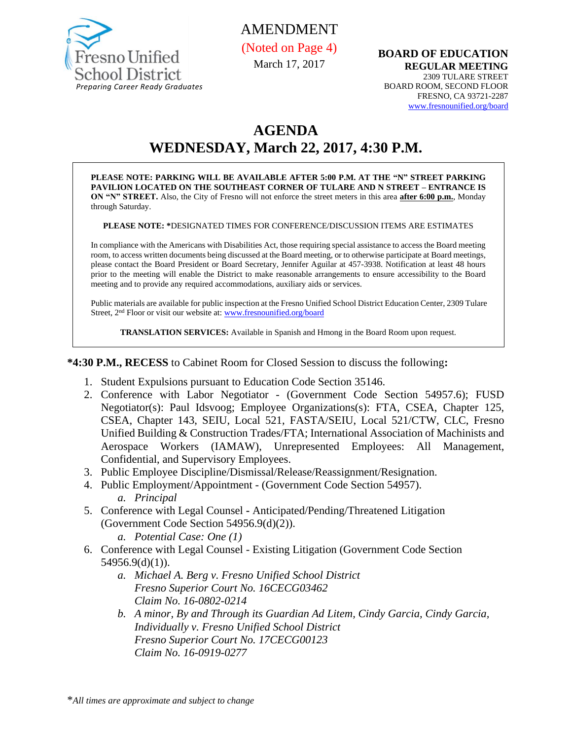Fresno Unified School District
*Preparing Career Ready Graduates*

AMENDMENT
(Noted on Page 4)
March 17, 2017

**BOARD OF EDUCATION**
**REGULAR MEETING**
2309 TULARE STREET
BOARD ROOM, SECOND FLOOR
FRESNO, CA 93721-2287
www.fresnounified.org/board

# AGENDA
# WEDNESDAY, March 22, 2017, 4:30 P.M.

**PLEASE NOTE: PARKING WILL BE AVAILABLE AFTER 5:00 P.M. AT THE "N" STREET PARKING PAVILION LOCATED ON THE SOUTHEAST CORNER OF TULARE AND N STREET – ENTRANCE IS ON "N" STREET.** Also, the City of Fresno will not enforce the street meters in this area **after 6:00 p.m.**, Monday through Saturday.

**PLEASE NOTE: ***DESIGNATED TIMES FOR CONFERENCE/DISCUSSION ITEMS ARE ESTIMATES

In compliance with the Americans with Disabilities Act, those requiring special assistance to access the Board meeting room, to access written documents being discussed at the Board meeting, or to otherwise participate at Board meetings, please contact the Board President or Board Secretary, Jennifer Aguilar at 457-3938. Notification at least 48 hours prior to the meeting will enable the District to make reasonable arrangements to ensure accessibility to the Board meeting and to provide any required accommodations, auxiliary aids or services.

Public materials are available for public inspection at the Fresno Unified School District Education Center, 2309 Tulare Street, 2nd Floor or visit our website at: www.fresnounified.org/board

**TRANSLATION SERVICES:** Available in Spanish and Hmong in the Board Room upon request.

**\*4:30 P.M., RECESS** to Cabinet Room for Closed Session to discuss the following**:**

1. Student Expulsions pursuant to Education Code Section 35146.
2. Conference with Labor Negotiator - (Government Code Section 54957.6); FUSD Negotiator(s): Paul Idsvoog; Employee Organizations(s): FTA, CSEA, Chapter 125, CSEA, Chapter 143, SEIU, Local 521, FASTA/SEIU, Local 521/CTW, CLC, Fresno Unified Building & Construction Trades/FTA; International Association of Machinists and Aerospace Workers (IAMAW), Unrepresented Employees: All Management, Confidential, and Supervisory Employees.
3. Public Employee Discipline/Dismissal/Release/Reassignment/Resignation.
4. Public Employment/Appointment - (Government Code Section 54957).
   a. *Principal*
5. Conference with Legal Counsel - Anticipated/Pending/Threatened Litigation (Government Code Section 54956.9(d)(2)).
   a. *Potential Case: One (1)*
6. Conference with Legal Counsel - Existing Litigation (Government Code Section 54956.9(d)(1)).
   a. *Michael A. Berg v. Fresno Unified School District*
      *Fresno Superior Court No. 16CECG03462*
      *Claim No. 16-0802-0214*
   b. *A minor, By and Through its Guardian Ad Litem, Cindy Garcia, Cindy Garcia, Individually v. Fresno Unified School District*
      *Fresno Superior Court No. 17CECG00123*
      *Claim No. 16-0919-0277*

\**All times are approximate and subject to change*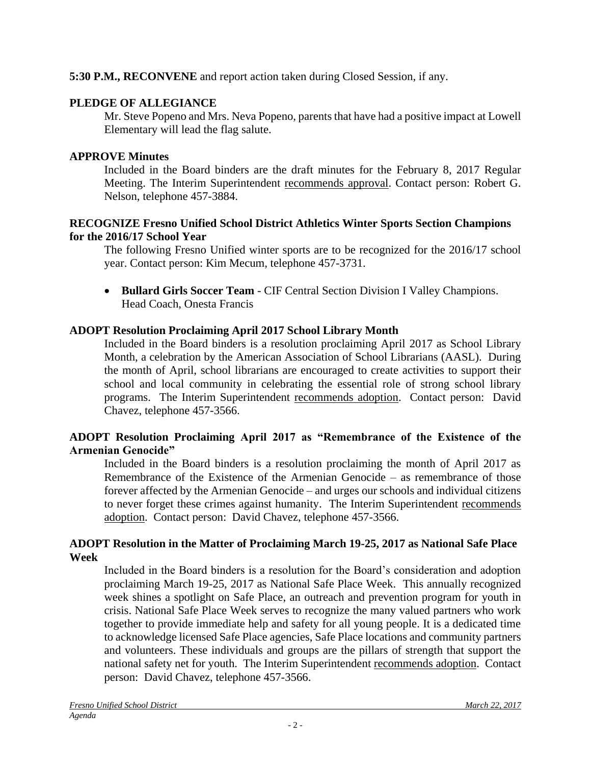**5:30 P.M., RECONVENE** and report action taken during Closed Session, if any.

**PLEDGE OF ALLEGIANCE**

Mr. Steve Popeno and Mrs. Neva Popeno, parents that have had a positive impact at Lowell Elementary will lead the flag salute.

**APPROVE Minutes**

Included in the Board binders are the draft minutes for the February 8, 2017 Regular Meeting. The Interim Superintendent recommends approval. Contact person: Robert G. Nelson, telephone 457-3884.

**RECOGNIZE Fresno Unified School District Athletics Winter Sports Section Champions for the 2016/17 School Year**

The following Fresno Unified winter sports are to be recognized for the 2016/17 school year. Contact person: Kim Mecum, telephone 457-3731.

- **Bullard Girls Soccer Team** - CIF Central Section Division I Valley Champions. Head Coach, Onesta Francis

**ADOPT Resolution Proclaiming April 2017 School Library Month**

Included in the Board binders is a resolution proclaiming April 2017 as School Library Month, a celebration by the American Association of School Librarians (AASL). During the month of April, school librarians are encouraged to create activities to support their school and local community in celebrating the essential role of strong school library programs. The Interim Superintendent recommends adoption. Contact person: David Chavez, telephone 457-3566.

**ADOPT Resolution Proclaiming April 2017 as "Remembrance of the Existence of the Armenian Genocide"**

Included in the Board binders is a resolution proclaiming the month of April 2017 as Remembrance of the Existence of the Armenian Genocide – as remembrance of those forever affected by the Armenian Genocide – and urges our schools and individual citizens to never forget these crimes against humanity. The Interim Superintendent recommends adoption. Contact person: David Chavez, telephone 457-3566.

**ADOPT Resolution in the Matter of Proclaiming March 19-25, 2017 as National Safe Place Week**

Included in the Board binders is a resolution for the Board's consideration and adoption proclaiming March 19-25, 2017 as National Safe Place Week. This annually recognized week shines a spotlight on Safe Place, an outreach and prevention program for youth in crisis. National Safe Place Week serves to recognize the many valued partners who work together to provide immediate help and safety for all young people. It is a dedicated time to acknowledge licensed Safe Place agencies, Safe Place locations and community partners and volunteers. These individuals and groups are the pillars of strength that support the national safety net for youth. The Interim Superintendent recommends adoption. Contact person: David Chavez, telephone 457-3566.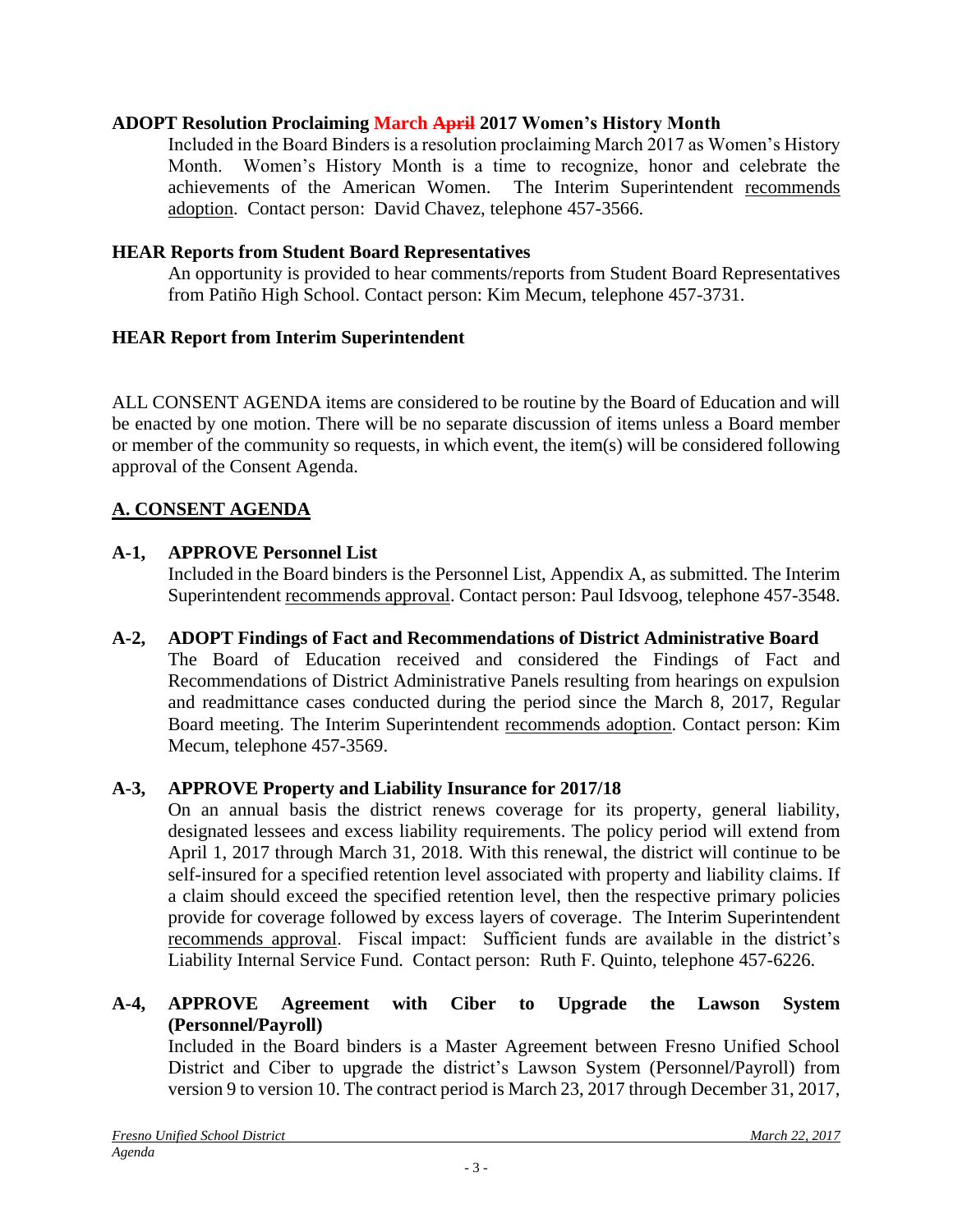**ADOPT Resolution Proclaiming March ~~April~~ 2017 Women's History Month**

Included in the Board Binders is a resolution proclaiming March 2017 as Women's History Month. Women's History Month is a time to recognize, honor and celebrate the achievements of the American Women. The Interim Superintendent recommends adoption. Contact person: David Chavez, telephone 457-3566.

**HEAR Reports from Student Board Representatives**

An opportunity is provided to hear comments/reports from Student Board Representatives from Patiño High School. Contact person: Kim Mecum, telephone 457-3731.

**HEAR Report from Interim Superintendent**

ALL CONSENT AGENDA items are considered to be routine by the Board of Education and will be enacted by one motion. There will be no separate discussion of items unless a Board member or member of the community so requests, in which event, the item(s) will be considered following approval of the Consent Agenda.

## A. CONSENT AGENDA

**A-1, APPROVE Personnel List**

Included in the Board binders is the Personnel List, Appendix A, as submitted. The Interim Superintendent recommends approval. Contact person: Paul Idsvoog, telephone 457-3548.

**A-2, ADOPT Findings of Fact and Recommendations of District Administrative Board**

The Board of Education received and considered the Findings of Fact and Recommendations of District Administrative Panels resulting from hearings on expulsion and readmittance cases conducted during the period since the March 8, 2017, Regular Board meeting. The Interim Superintendent recommends adoption. Contact person: Kim Mecum, telephone 457-3569.

**A-3, APPROVE Property and Liability Insurance for 2017/18**

On an annual basis the district renews coverage for its property, general liability, designated lessees and excess liability requirements. The policy period will extend from April 1, 2017 through March 31, 2018. With this renewal, the district will continue to be self-insured for a specified retention level associated with property and liability claims. If a claim should exceed the specified retention level, then the respective primary policies provide for coverage followed by excess layers of coverage. The Interim Superintendent recommends approval. Fiscal impact: Sufficient funds are available in the district's Liability Internal Service Fund. Contact person: Ruth F. Quinto, telephone 457-6226.

**A-4, APPROVE Agreement with Ciber to Upgrade the Lawson System (Personnel/Payroll)**

Included in the Board binders is a Master Agreement between Fresno Unified School District and Ciber to upgrade the district's Lawson System (Personnel/Payroll) from version 9 to version 10. The contract period is March 23, 2017 through December 31, 2017,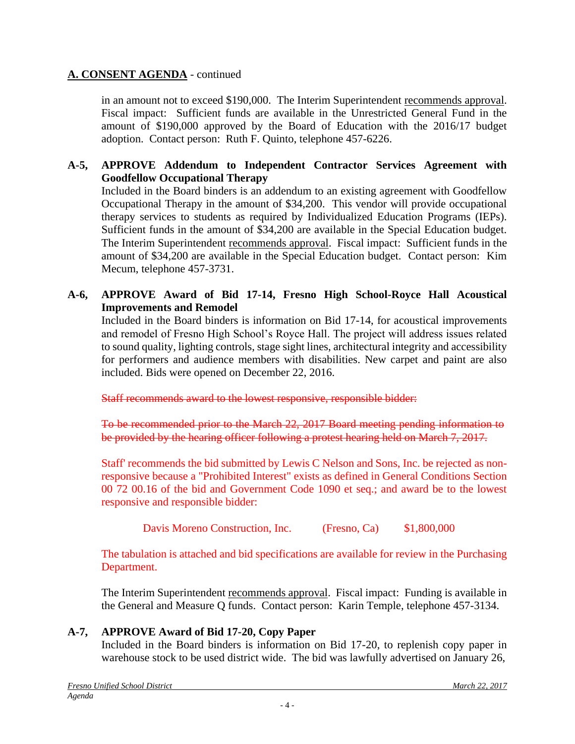## A. CONSENT AGENDA - continued

in an amount not to exceed $190,000. The Interim Superintendent recommends approval. Fiscal impact: Sufficient funds are available in the Unrestricted General Fund in the amount of $190,000 approved by the Board of Education with the 2016/17 budget adoption. Contact person: Ruth F. Quinto, telephone 457-6226.

**A-5, APPROVE Addendum to Independent Contractor Services Agreement with Goodfellow Occupational Therapy**

Included in the Board binders is an addendum to an existing agreement with Goodfellow Occupational Therapy in the amount of $34,200. This vendor will provide occupational therapy services to students as required by Individualized Education Programs (IEPs). Sufficient funds in the amount of $34,200 are available in the Special Education budget. The Interim Superintendent recommends approval. Fiscal impact: Sufficient funds in the amount of $34,200 are available in the Special Education budget. Contact person: Kim Mecum, telephone 457-3731.

**A-6, APPROVE Award of Bid 17-14, Fresno High School-Royce Hall Acoustical Improvements and Remodel**

Included in the Board binders is information on Bid 17-14, for acoustical improvements and remodel of Fresno High School's Royce Hall. The project will address issues related to sound quality, lighting controls, stage sight lines, architectural integrity and accessibility for performers and audience members with disabilities. New carpet and paint are also included. Bids were opened on December 22, 2016.

~~Staff recommends award to the lowest responsive, responsible bidder:~~

~~To be recommended prior to the March 22, 2017 Board meeting pending information to be provided by the hearing officer following a protest hearing held on March 7, 2017.~~

Staff' recommends the bid submitted by Lewis C Nelson and Sons, Inc. be rejected as non-responsive because a "Prohibited Interest" exists as defined in General Conditions Section 00 72 00.16 of the bid and Government Code 1090 et seq.; and award be to the lowest responsive and responsible bidder:

Davis Moreno Construction, Inc. (Fresno, Ca) $1,800,000

The tabulation is attached and bid specifications are available for review in the Purchasing Department.

The Interim Superintendent recommends approval. Fiscal impact: Funding is available in the General and Measure Q funds. Contact person: Karin Temple, telephone 457-3134.

**A-7, APPROVE Award of Bid 17-20, Copy Paper**

Included in the Board binders is information on Bid 17-20, to replenish copy paper in warehouse stock to be used district wide. The bid was lawfully advertised on January 26,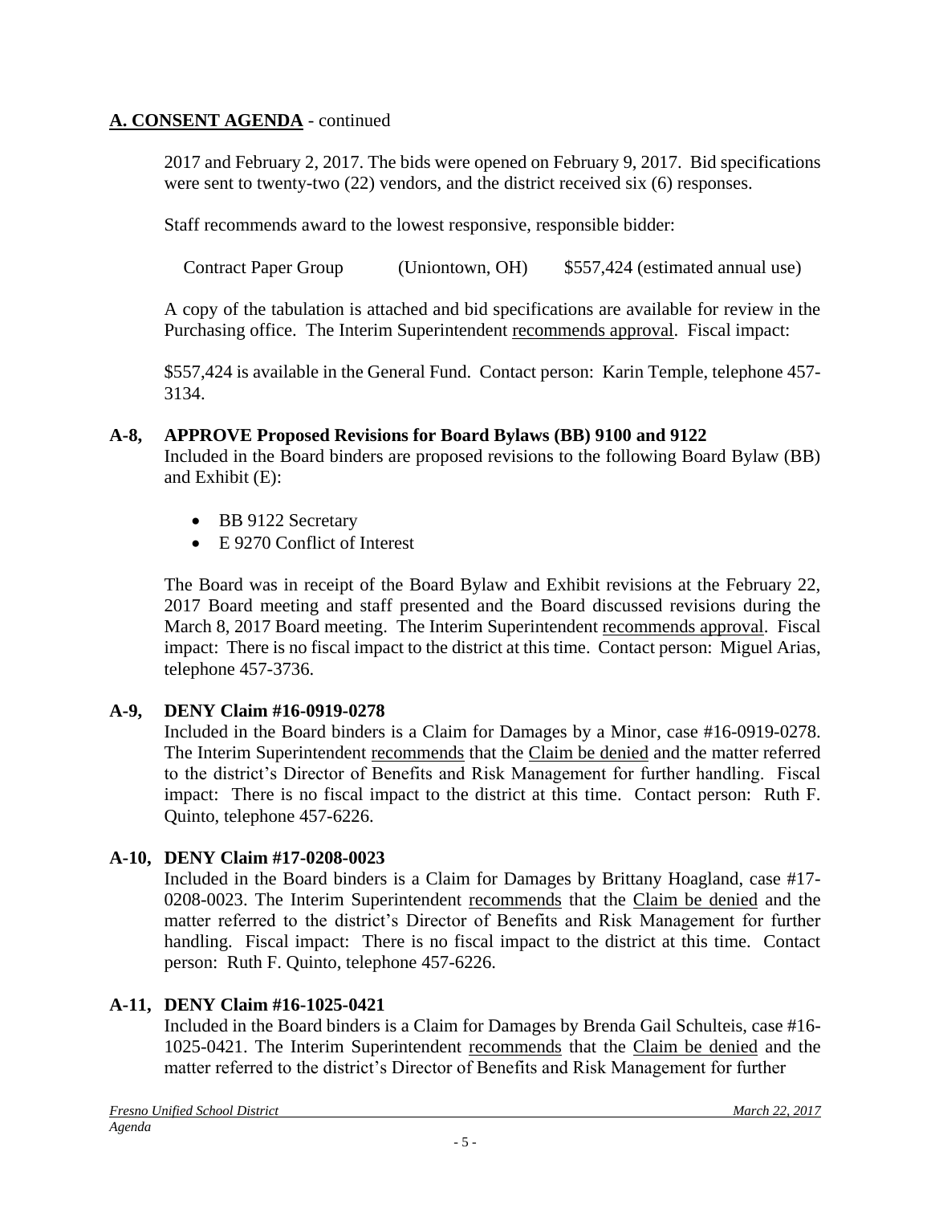## A. CONSENT AGENDA - continued

2017 and February 2, 2017. The bids were opened on February 9, 2017. Bid specifications were sent to twenty-two (22) vendors, and the district received six (6) responses.

Staff recommends award to the lowest responsive, responsible bidder:

Contract Paper Group (Uniontown, OH) $557,424 (estimated annual use)

A copy of the tabulation is attached and bid specifications are available for review in the Purchasing office. The Interim Superintendent recommends approval. Fiscal impact:

$557,424 is available in the General Fund. Contact person: Karin Temple, telephone 457-3134.

### A-8, APPROVE Proposed Revisions for Board Bylaws (BB) 9100 and 9122

Included in the Board binders are proposed revisions to the following Board Bylaw (BB) and Exhibit (E):

- BB 9122 Secretary
- E 9270 Conflict of Interest

The Board was in receipt of the Board Bylaw and Exhibit revisions at the February 22, 2017 Board meeting and staff presented and the Board discussed revisions during the March 8, 2017 Board meeting. The Interim Superintendent recommends approval. Fiscal impact: There is no fiscal impact to the district at this time. Contact person: Miguel Arias, telephone 457-3736.

### A-9, DENY Claim #16-0919-0278

Included in the Board binders is a Claim for Damages by a Minor, case #16-0919-0278. The Interim Superintendent recommends that the Claim be denied and the matter referred to the district's Director of Benefits and Risk Management for further handling. Fiscal impact: There is no fiscal impact to the district at this time. Contact person: Ruth F. Quinto, telephone 457-6226.

### A-10, DENY Claim #17-0208-0023

Included in the Board binders is a Claim for Damages by Brittany Hoagland, case #17-0208-0023. The Interim Superintendent recommends that the Claim be denied and the matter referred to the district's Director of Benefits and Risk Management for further handling. Fiscal impact: There is no fiscal impact to the district at this time. Contact person: Ruth F. Quinto, telephone 457-6226.

### A-11, DENY Claim #16-1025-0421

Included in the Board binders is a Claim for Damages by Brenda Gail Schulteis, case #16-1025-0421. The Interim Superintendent recommends that the Claim be denied and the matter referred to the district's Director of Benefits and Risk Management for further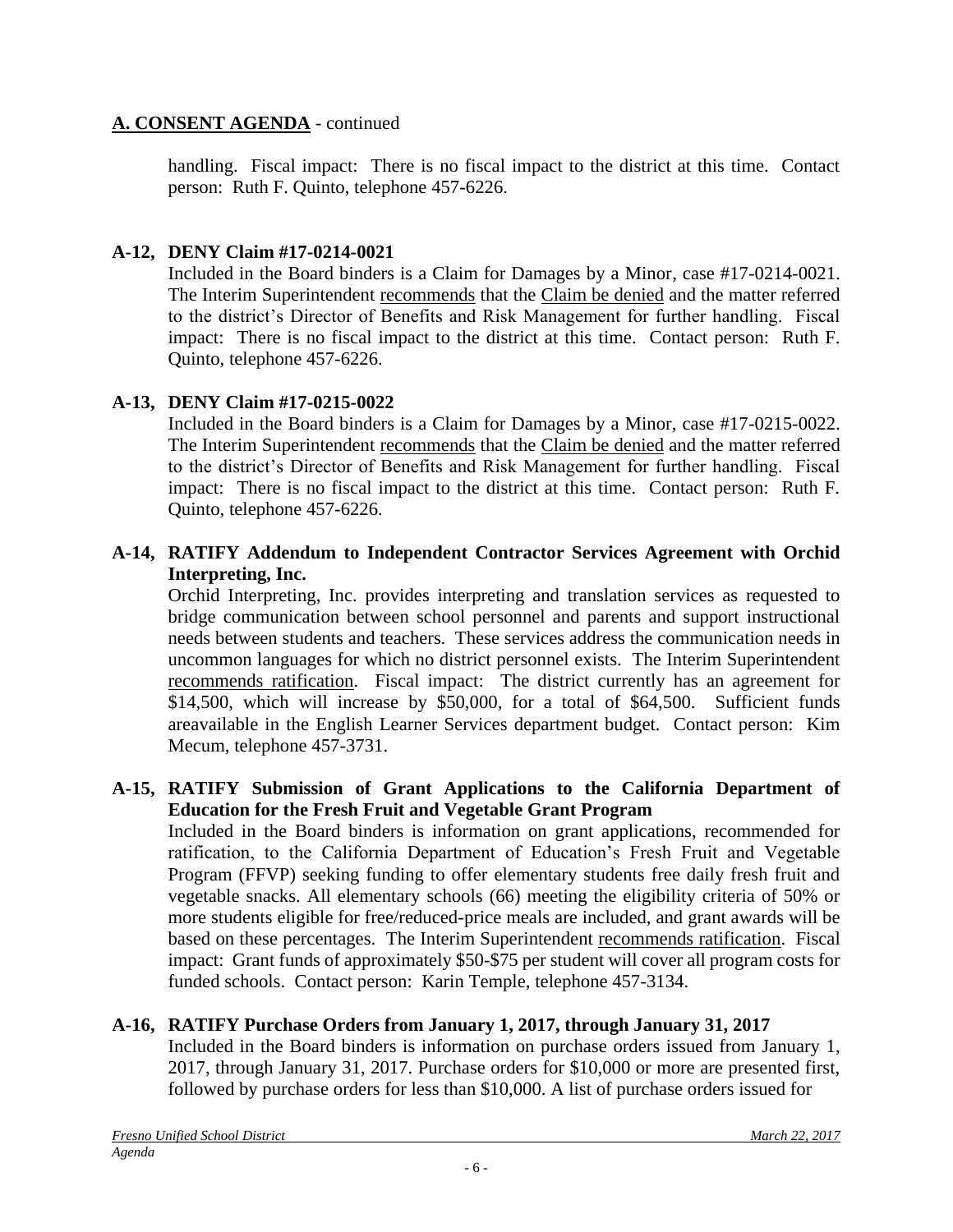## A. CONSENT AGENDA - continued

handling. Fiscal impact: There is no fiscal impact to the district at this time. Contact person: Ruth F. Quinto, telephone 457-6226.

**A-12, DENY Claim #17-0214-0021**

Included in the Board binders is a Claim for Damages by a Minor, case #17-0214-0021. The Interim Superintendent recommends that the Claim be denied and the matter referred to the district's Director of Benefits and Risk Management for further handling. Fiscal impact: There is no fiscal impact to the district at this time. Contact person: Ruth F. Quinto, telephone 457-6226.

**A-13, DENY Claim #17-0215-0022**

Included in the Board binders is a Claim for Damages by a Minor, case #17-0215-0022. The Interim Superintendent recommends that the Claim be denied and the matter referred to the district's Director of Benefits and Risk Management for further handling. Fiscal impact: There is no fiscal impact to the district at this time. Contact person: Ruth F. Quinto, telephone 457-6226.

**A-14, RATIFY Addendum to Independent Contractor Services Agreement with Orchid Interpreting, Inc.**

Orchid Interpreting, Inc. provides interpreting and translation services as requested to bridge communication between school personnel and parents and support instructional needs between students and teachers. These services address the communication needs in uncommon languages for which no district personnel exists. The Interim Superintendent recommends ratification. Fiscal impact: The district currently has an agreement for \$14,500, which will increase by \$50,000, for a total of \$64,500. Sufficient funds areavailable in the English Learner Services department budget. Contact person: Kim Mecum, telephone 457-3731.

**A-15, RATIFY Submission of Grant Applications to the California Department of Education for the Fresh Fruit and Vegetable Grant Program**

Included in the Board binders is information on grant applications, recommended for ratification, to the California Department of Education's Fresh Fruit and Vegetable Program (FFVP) seeking funding to offer elementary students free daily fresh fruit and vegetable snacks. All elementary schools (66) meeting the eligibility criteria of 50% or more students eligible for free/reduced-price meals are included, and grant awards will be based on these percentages. The Interim Superintendent recommends ratification. Fiscal impact: Grant funds of approximately \$50-\$75 per student will cover all program costs for funded schools. Contact person: Karin Temple, telephone 457-3134.

**A-16, RATIFY Purchase Orders from January 1, 2017, through January 31, 2017**

Included in the Board binders is information on purchase orders issued from January 1, 2017, through January 31, 2017. Purchase orders for \$10,000 or more are presented first, followed by purchase orders for less than \$10,000. A list of purchase orders issued for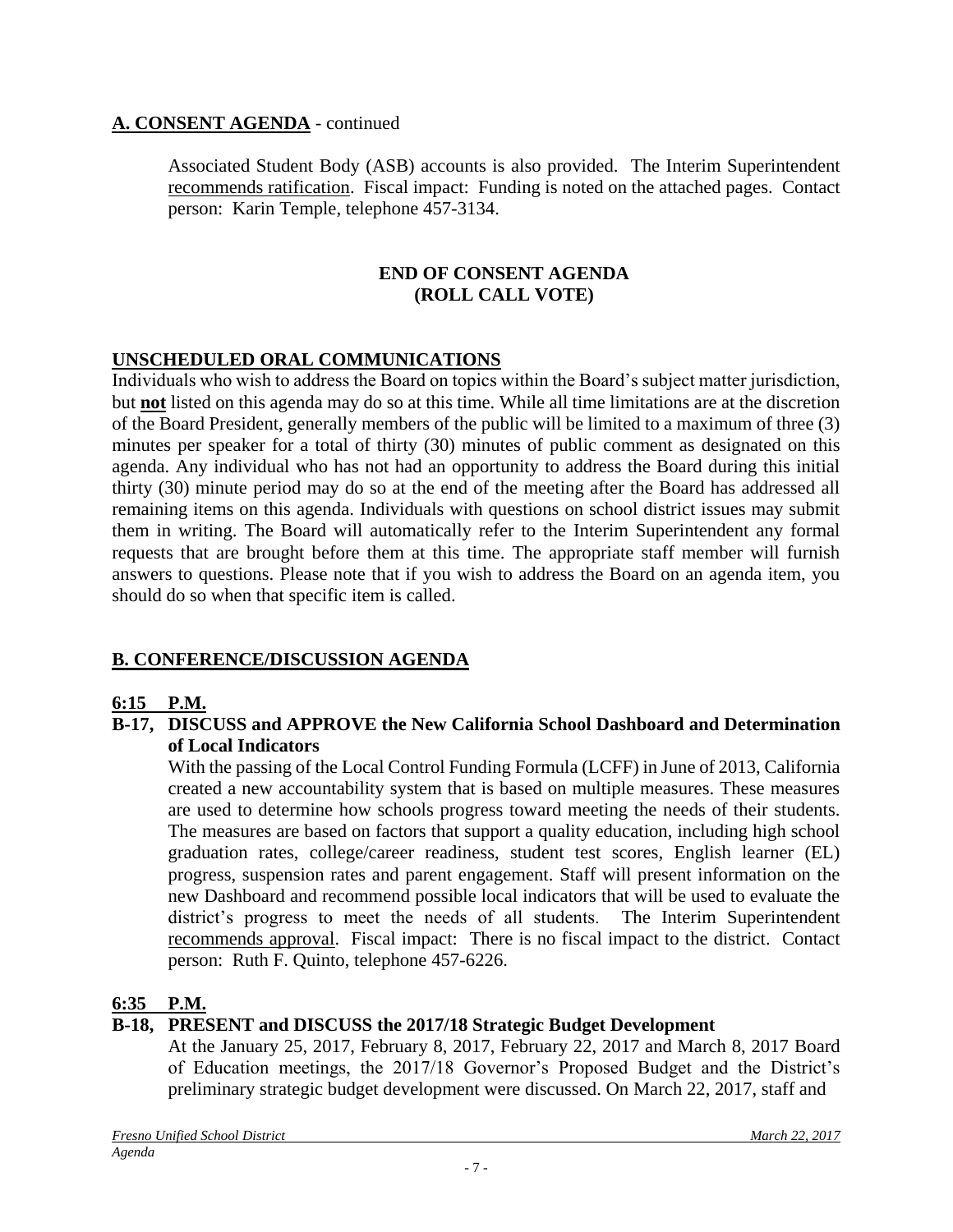## A. CONSENT AGENDA - continued

Associated Student Body (ASB) accounts is also provided. The Interim Superintendent recommends ratification. Fiscal impact: Funding is noted on the attached pages. Contact person: Karin Temple, telephone 457-3134.

**END OF CONSENT AGENDA**
**(ROLL CALL VOTE)**

## UNSCHEDULED ORAL COMMUNICATIONS

Individuals who wish to address the Board on topics within the Board's subject matter jurisdiction, but **not** listed on this agenda may do so at this time. While all time limitations are at the discretion of the Board President, generally members of the public will be limited to a maximum of three (3) minutes per speaker for a total of thirty (30) minutes of public comment as designated on this agenda. Any individual who has not had an opportunity to address the Board during this initial thirty (30) minute period may do so at the end of the meeting after the Board has addressed all remaining items on this agenda. Individuals with questions on school district issues may submit them in writing. The Board will automatically refer to the Interim Superintendent any formal requests that are brought before them at this time. The appropriate staff member will furnish answers to questions. Please note that if you wish to address the Board on an agenda item, you should do so when that specific item is called.

## B. CONFERENCE/DISCUSSION AGENDA

**6:15 P.M.**

**B-17, DISCUSS and APPROVE the New California School Dashboard and Determination of Local Indicators**

With the passing of the Local Control Funding Formula (LCFF) in June of 2013, California created a new accountability system that is based on multiple measures. These measures are used to determine how schools progress toward meeting the needs of their students. The measures are based on factors that support a quality education, including high school graduation rates, college/career readiness, student test scores, English learner (EL) progress, suspension rates and parent engagement. Staff will present information on the new Dashboard and recommend possible local indicators that will be used to evaluate the district's progress to meet the needs of all students. The Interim Superintendent recommends approval. Fiscal impact: There is no fiscal impact to the district. Contact person: Ruth F. Quinto, telephone 457-6226.

**6:35 P.M.**

**B-18, PRESENT and DISCUSS the 2017/18 Strategic Budget Development**

At the January 25, 2017, February 8, 2017, February 22, 2017 and March 8, 2017 Board of Education meetings, the 2017/18 Governor's Proposed Budget and the District's preliminary strategic budget development were discussed. On March 22, 2017, staff and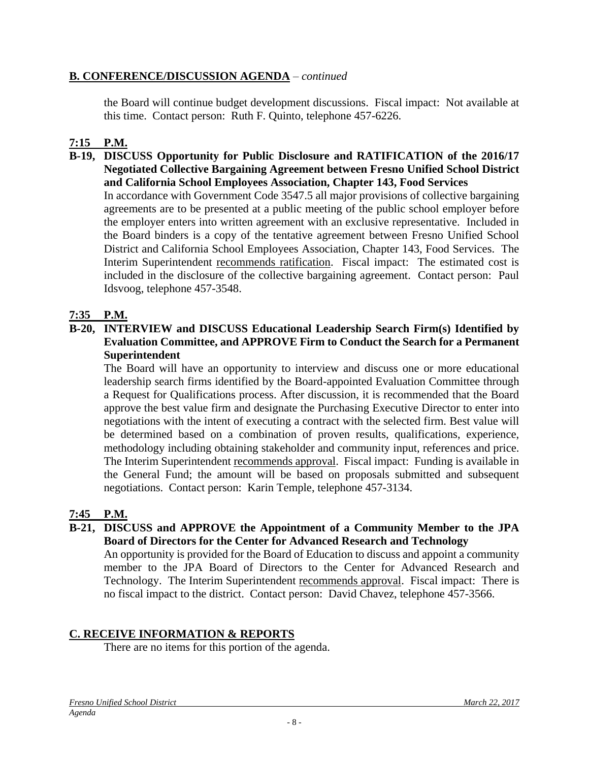## B. CONFERENCE/DISCUSSION AGENDA – *continued*

the Board will continue budget development discussions. Fiscal impact: Not available at this time. Contact person: Ruth F. Quinto, telephone 457-6226.

**7:15 P.M.**

**B-19, DISCUSS Opportunity for Public Disclosure and RATIFICATION of the 2016/17 Negotiated Collective Bargaining Agreement between Fresno Unified School District and California School Employees Association, Chapter 143, Food Services**

In accordance with Government Code 3547.5 all major provisions of collective bargaining agreements are to be presented at a public meeting of the public school employer before the employer enters into written agreement with an exclusive representative. Included in the Board binders is a copy of the tentative agreement between Fresno Unified School District and California School Employees Association, Chapter 143, Food Services. The Interim Superintendent recommends ratification. Fiscal impact: The estimated cost is included in the disclosure of the collective bargaining agreement. Contact person: Paul Idsvoog, telephone 457-3548.

**7:35 P.M.**

**B-20, INTERVIEW and DISCUSS Educational Leadership Search Firm(s) Identified by Evaluation Committee, and APPROVE Firm to Conduct the Search for a Permanent Superintendent**

The Board will have an opportunity to interview and discuss one or more educational leadership search firms identified by the Board-appointed Evaluation Committee through a Request for Qualifications process. After discussion, it is recommended that the Board approve the best value firm and designate the Purchasing Executive Director to enter into negotiations with the intent of executing a contract with the selected firm. Best value will be determined based on a combination of proven results, qualifications, experience, methodology including obtaining stakeholder and community input, references and price. The Interim Superintendent recommends approval. Fiscal impact: Funding is available in the General Fund; the amount will be based on proposals submitted and subsequent negotiations. Contact person: Karin Temple, telephone 457-3134.

**7:45 P.M.**

**B-21, DISCUSS and APPROVE the Appointment of a Community Member to the JPA Board of Directors for the Center for Advanced Research and Technology**

An opportunity is provided for the Board of Education to discuss and appoint a community member to the JPA Board of Directors to the Center for Advanced Research and Technology. The Interim Superintendent recommends approval. Fiscal impact: There is no fiscal impact to the district. Contact person: David Chavez, telephone 457-3566.

## C. RECEIVE INFORMATION & REPORTS

There are no items for this portion of the agenda.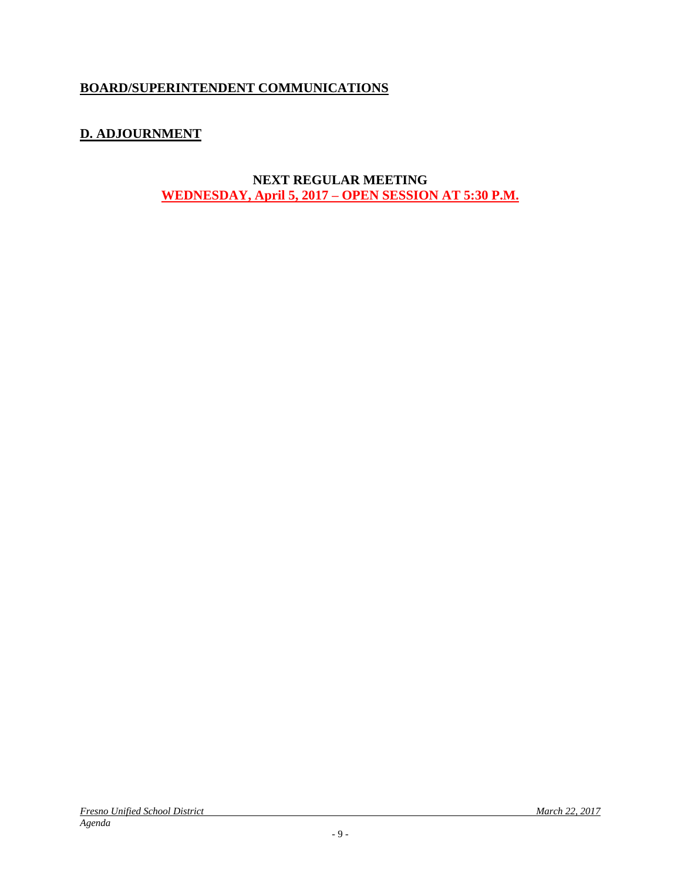## BOARD/SUPERINTENDENT COMMUNICATIONS

## D. ADJOURNMENT

**NEXT REGULAR MEETING**

**WEDNESDAY, April 5, 2017 – OPEN SESSION AT 5:30 P.M.**